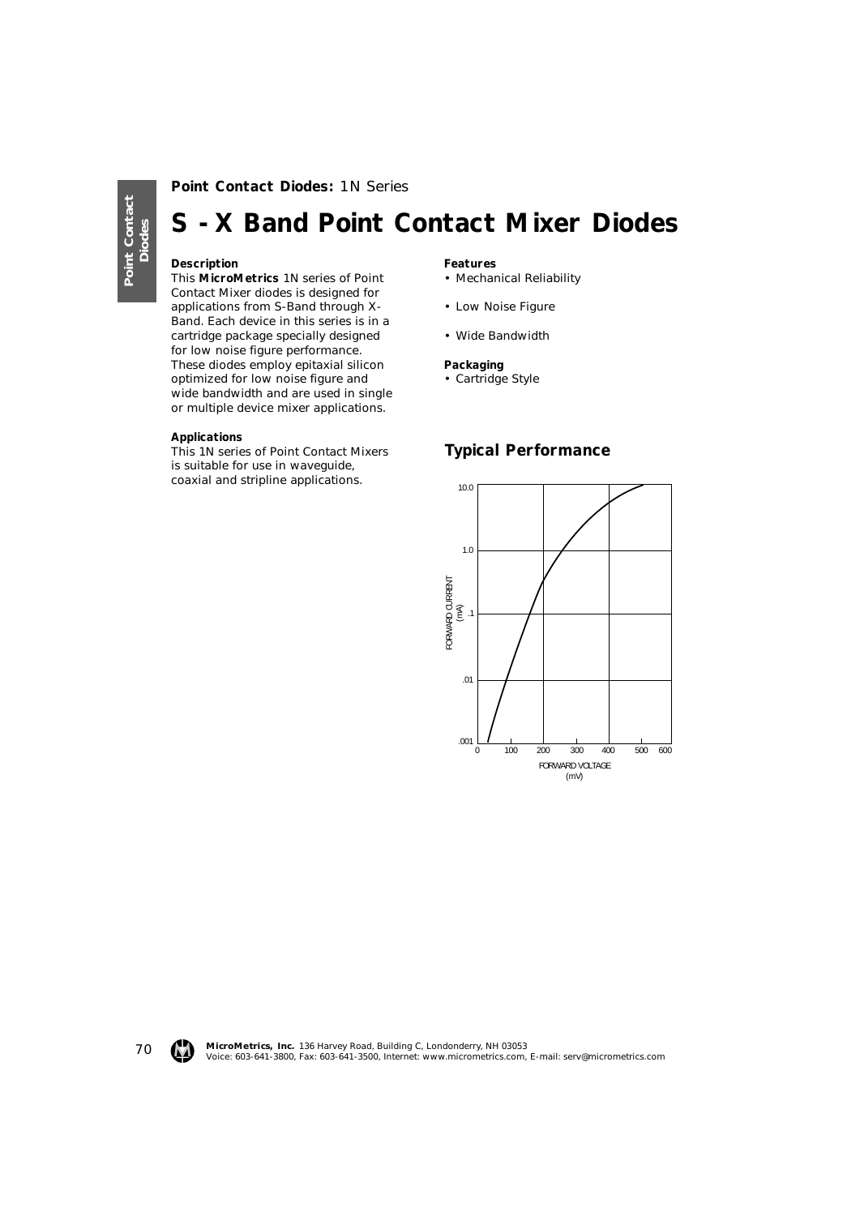**Point Contact Diodes:** 1N Series

# S - X Band Point Contact Mixer Diodes

### Description

This **MicroMetrics** 1N series of Point Contact Mixer diodes is designed for applications from S-Band through X-Band. Each device in this series is in a cartridge package specially designed for low noise figure performance. These diodes employ epitaxial silicon optimized for low noise figure and wide bandwidth and are used in single or multiple device mixer applications.

### Applications

This 1N series of Point Contact Mixers is suitable for use in waveguide, coaxial and stripline applications.

### Features

- Mechanical Reliability
- Low Noise Figure
- Wide Bandwidth

### Packaging

- Cartridge Style

## Typical Performance

FORWARD CURRENT (mA) vs. FORWARD VOLTAGE (mV)

Y-axis: .001, .01, .1, 1.0, 10.0
X-axis: 0, 100, 200, 300, 400, 500, 600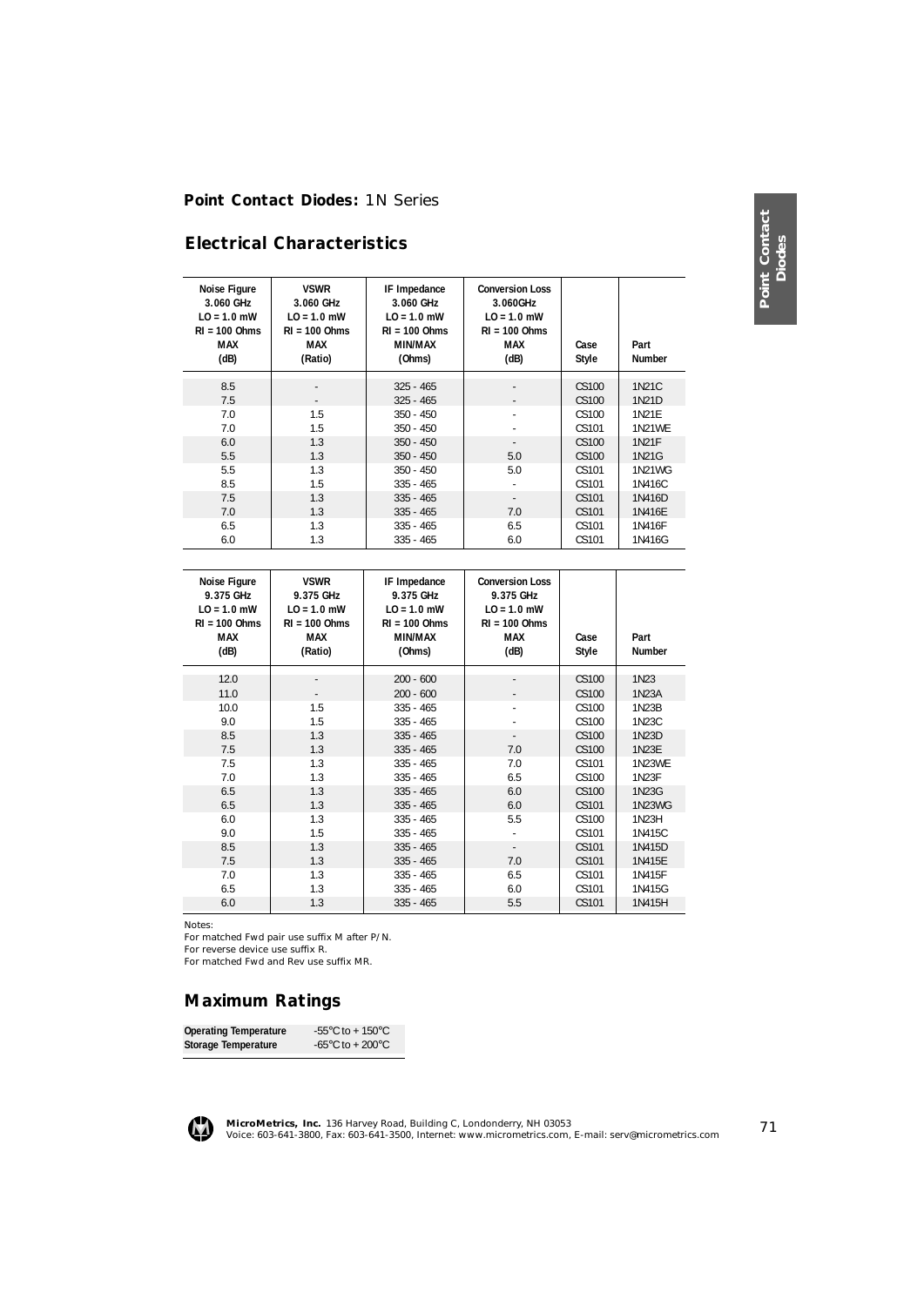**Point Contact Diodes:** 1N Series

## Electrical Characteristics

| Noise Figure 3.060 GHz LO = 1.0 mW RI = 100 Ohms MAX (dB) | VSWR 3.060 GHz LO = 1.0 mW RI = 100 Ohms MAX (Ratio) | IF Impedance 3.060 GHz LO = 1.0 mW RI = 100 Ohms MIN/MAX (Ohms) | Conversion Loss 3.060GHz LO = 1.0 mW RI = 100 Ohms MAX (dB) | Case Style | Part Number |
|---|---|---|---|---|---|
| 8.5 | - | 325 - 465 | - | CS100 | 1N21C |
| 7.5 | - | 325 - 465 | - | CS100 | 1N21D |
| 7.0 | 1.5 | 350 - 450 | - | CS100 | 1N21E |
| 7.0 | 1.5 | 350 - 450 | - | CS101 | 1N21WE |
| 6.0 | 1.3 | 350 - 450 | - | CS100 | 1N21F |
| 5.5 | 1.3 | 350 - 450 | 5.0 | CS100 | 1N21G |
| 5.5 | 1.3 | 350 - 450 | 5.0 | CS101 | 1N21WG |
| 8.5 | 1.5 | 335 - 465 | - | CS101 | 1N416C |
| 7.5 | 1.3 | 335 - 465 | - | CS101 | 1N416D |
| 7.0 | 1.3 | 335 - 465 | 7.0 | CS101 | 1N416E |
| 6.5 | 1.3 | 335 - 465 | 6.5 | CS101 | 1N416F |
| 6.0 | 1.3 | 335 - 465 | 6.0 | CS101 | 1N416G |

| Noise Figure 9.375 GHz LO = 1.0 mW RI = 100 Ohms MAX (dB) | VSWR 9.375 GHz LO = 1.0 mW RI = 100 Ohms MAX (Ratio) | IF Impedance 9.375 GHz LO = 1.0 mW RI = 100 Ohms MIN/MAX (Ohms) | Conversion Loss 9.375 GHz LO = 1.0 mW RI = 100 Ohms MAX (dB) | Case Style | Part Number |
|---|---|---|---|---|---|
| 12.0 | - | 200 - 600 | - | CS100 | 1N23 |
| 11.0 | - | 200 - 600 | - | CS100 | 1N23A |
| 10.0 | 1.5 | 335 - 465 | - | CS100 | 1N23B |
| 9.0 | 1.5 | 335 - 465 | - | CS100 | 1N23C |
| 8.5 | 1.3 | 335 - 465 | - | CS100 | 1N23D |
| 7.5 | 1.3 | 335 - 465 | 7.0 | CS100 | 1N23E |
| 7.5 | 1.3 | 335 - 465 | 7.0 | CS101 | 1N23WE |
| 7.0 | 1.3 | 335 - 465 | 6.5 | CS100 | 1N23F |
| 6.5 | 1.3 | 335 - 465 | 6.0 | CS100 | 1N23G |
| 6.5 | 1.3 | 335 - 465 | 6.0 | CS101 | 1N23WG |
| 6.0 | 1.3 | 335 - 465 | 5.5 | CS100 | 1N23H |
| 9.0 | 1.5 | 335 - 465 | - | CS101 | 1N415C |
| 8.5 | 1.3 | 335 - 465 | - | CS101 | 1N415D |
| 7.5 | 1.3 | 335 - 465 | 7.0 | CS101 | 1N415E |
| 7.0 | 1.3 | 335 - 465 | 6.5 | CS101 | 1N415F |
| 6.5 | 1.3 | 335 - 465 | 6.0 | CS101 | 1N415G |
| 6.0 | 1.3 | 335 - 465 | 5.5 | CS101 | 1N415H |

Notes:
For matched Fwd pair use suffix M after P/N.
For reverse device use suffix R.
For matched Fwd and Rev use suffix MR.

## Maximum Ratings

| | |
|---|---|
| **Operating Temperature** | -55°C to + 150°C |
| **Storage Temperature** | -65°C to + 200°C |

**MicroMetrics, Inc.** 136 Harvey Road, Building C, Londonderry, NH 03053
Voice: 603-641-3800, Fax: 603-641-3500, Internet: www.micrometrics.com, E-mail: serv@micrometrics.com